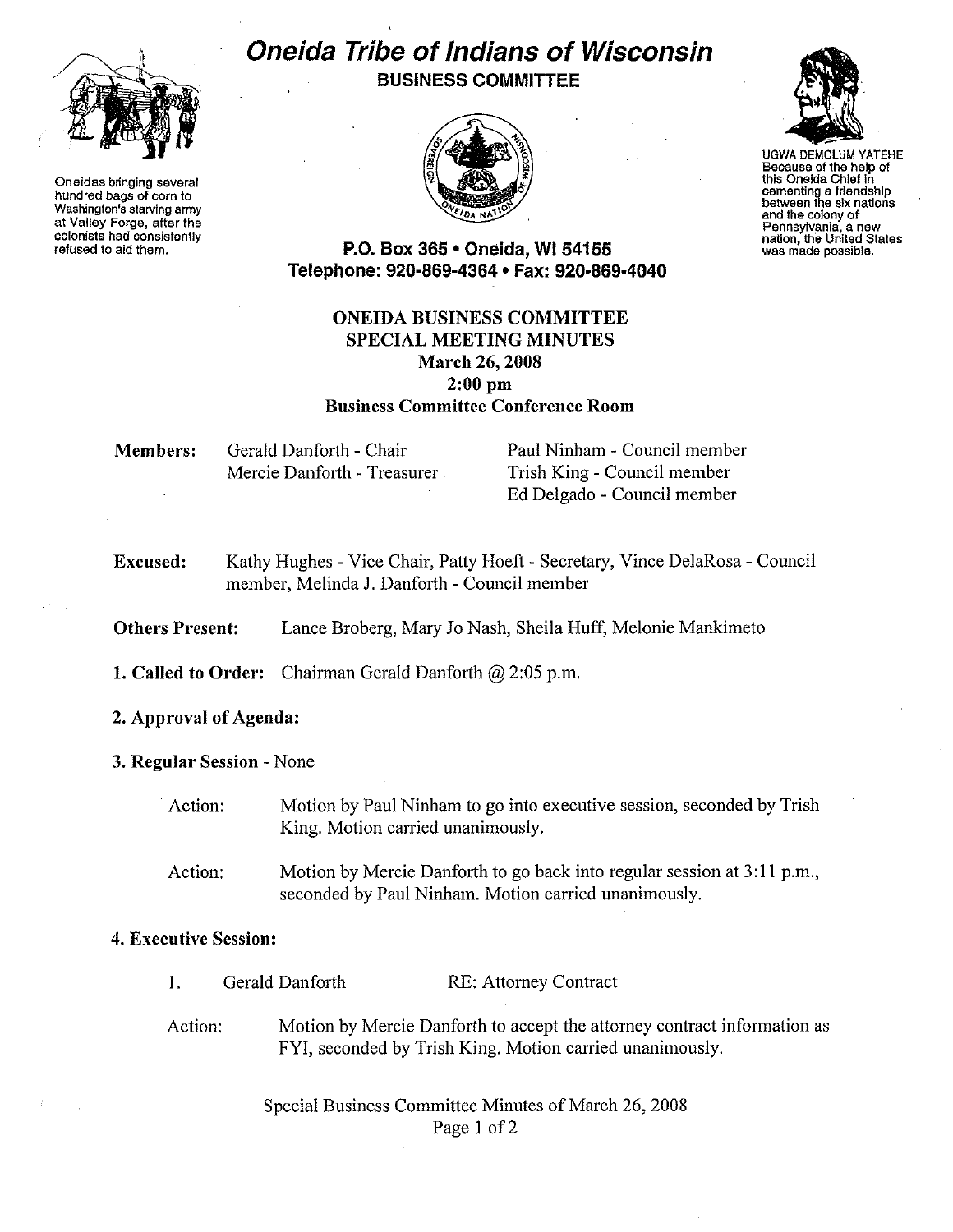Oneidas bringing several hundred bags of corn to Washington's starving army at Valley Forge, after the colonists had consistently refused to aid them.

# Oneida Tribe of Indians of Wisconsin

**BUSINESS COMMITTEE**

UGWA DEMOLUM YATEHE
Because of the help of this Oneida Chief in cementing a friendship between the six nations and the colony of Pennsylvania, a new nation, the United States was made possible.

**P.O. Box 365 • Oneida, WI 54155**
**Telephone: 920-869-4364 • Fax: 920-869-4040**

## ONEIDA BUSINESS COMMITTEE
## SPECIAL MEETING MINUTES
**March 26, 2008**
**2:00 pm**
**Business Committee Conference Room**

**Members:** Gerald Danforth - Chair; Mercie Danforth - Treasurer; Paul Ninham - Council member; Trish King - Council member; Ed Delgado - Council member

**Excused:** Kathy Hughes - Vice Chair, Patty Hoeft - Secretary, Vince DelaRosa - Council member, Melinda J. Danforth - Council member

**Others Present:** Lance Broberg, Mary Jo Nash, Sheila Huff, Melonie Mankimeto

**1. Called to Order:** Chairman Gerald Danforth @ 2:05 p.m.

**2. Approval of Agenda:**

**3. Regular Session** - None

Action: Motion by Paul Ninham to go into executive session, seconded by Trish King. Motion carried unanimously.

Action: Motion by Mercie Danforth to go back into regular session at 3:11 p.m., seconded by Paul Ninham. Motion carried unanimously.

**4. Executive Session:**

1. Gerald Danforth — RE: Attorney Contract

Action: Motion by Mercie Danforth to accept the attorney contract information as FYI, seconded by Trish King. Motion carried unanimously.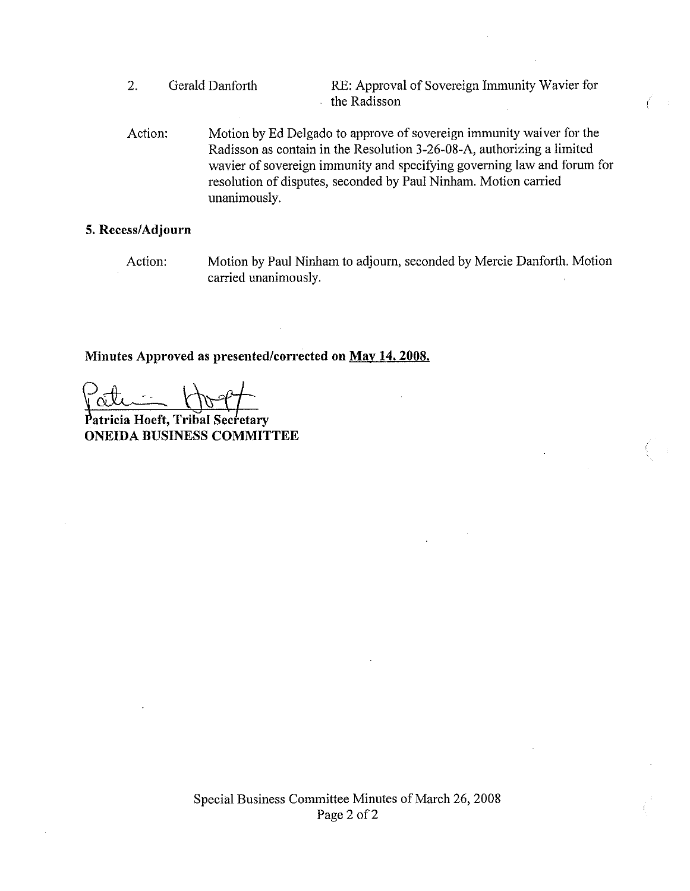2. Gerald Danforth RE: Approval of Sovereign Immunity Wavier for the Radisson

Action: Motion by Ed Delgado to approve of sovereign immunity waiver for the Radisson as contain in the Resolution 3-26-08-A, authorizing a limited wavier of sovereign immunity and specifying governing law and forum for resolution of disputes, seconded by Paul Ninham. Motion carried unanimously.

**5. Recess/Adjourn**

Action: Motion by Paul Ninham to adjourn, seconded by Mercie Danforth. Motion carried unanimously.

**Minutes Approved as presented/corrected on May 14, 2008.**

**Patricia Hoeft, Tribal Secretary**
**ONEIDA BUSINESS COMMITTEE**